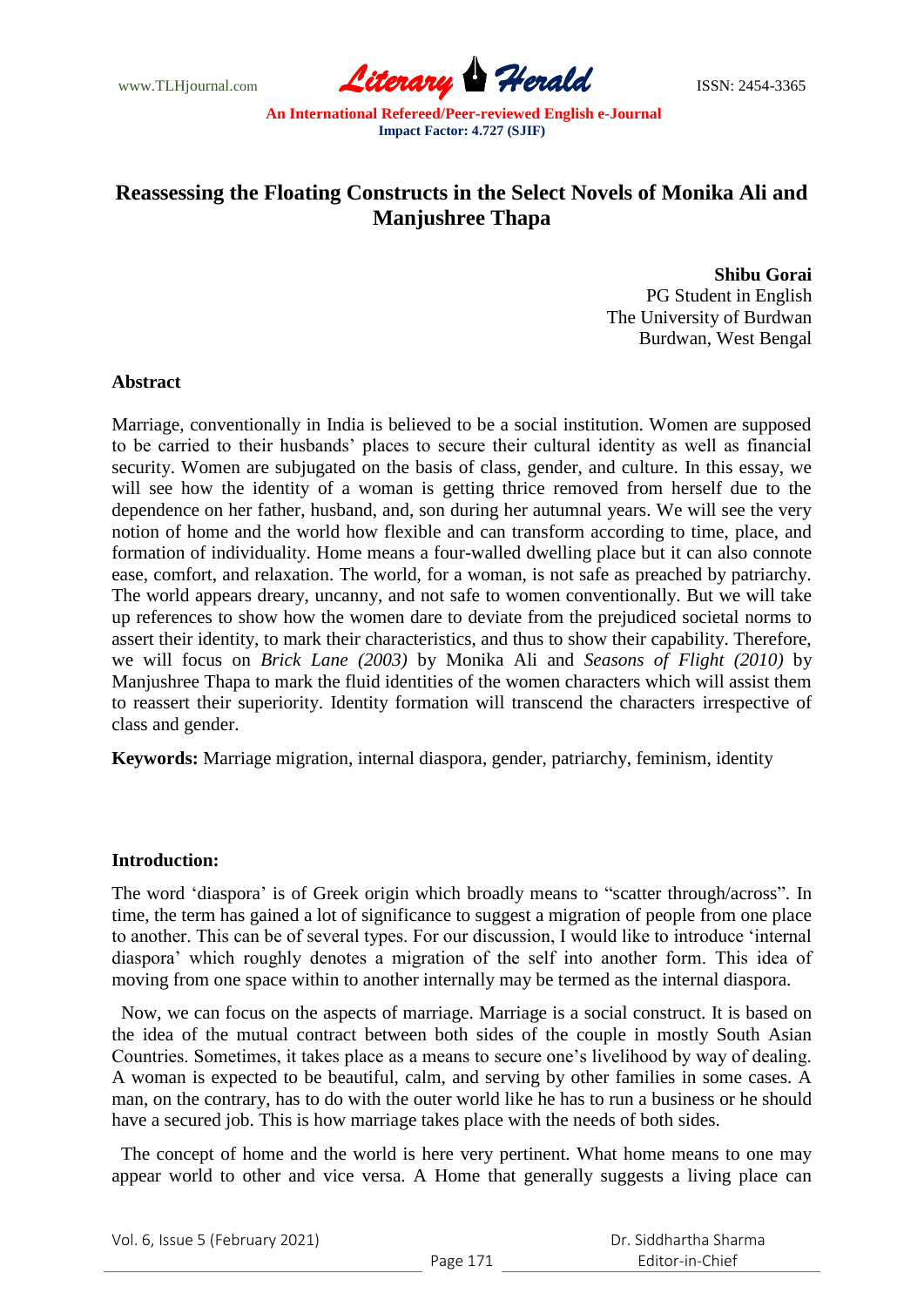# Reassessing the Floating Constructs in the Select Novels of Monika Ali and Manjushree Thapa

**Shibu Gorai**
PG Student in English
The University of Burdwan
Burdwan, West Bengal

## Abstract

Marriage, conventionally in India is believed to be a social institution. Women are supposed to be carried to their husbands' places to secure their cultural identity as well as financial security. Women are subjugated on the basis of class, gender, and culture. In this essay, we will see how the identity of a woman is getting thrice removed from herself due to the dependence on her father, husband, and, son during her autumnal years. We will see the very notion of home and the world how flexible and can transform according to time, place, and formation of individuality. Home means a four-walled dwelling place but it can also connote ease, comfort, and relaxation. The world, for a woman, is not safe as preached by patriarchy. The world appears dreary, uncanny, and not safe to women conventionally. But we will take up references to show how the women dare to deviate from the prejudiced societal norms to assert their identity, to mark their characteristics, and thus to show their capability. Therefore, we will focus on *Brick Lane (2003)* by Monika Ali and *Seasons of Flight (2010)* by Manjushree Thapa to mark the fluid identities of the women characters which will assist them to reassert their superiority. Identity formation will transcend the characters irrespective of class and gender.

**Keywords:** Marriage migration, internal diaspora, gender, patriarchy, feminism, identity

## Introduction:

The word 'diaspora' is of Greek origin which broadly means to "scatter through/across". In time, the term has gained a lot of significance to suggest a migration of people from one place to another. This can be of several types. For our discussion, I would like to introduce 'internal diaspora' which roughly denotes a migration of the self into another form. This idea of moving from one space within to another internally may be termed as the internal diaspora.

Now, we can focus on the aspects of marriage. Marriage is a social construct. It is based on the idea of the mutual contract between both sides of the couple in mostly South Asian Countries. Sometimes, it takes place as a means to secure one's livelihood by way of dealing. A woman is expected to be beautiful, calm, and serving by other families in some cases. A man, on the contrary, has to do with the outer world like he has to run a business or he should have a secured job. This is how marriage takes place with the needs of both sides.

The concept of home and the world is here very pertinent. What home means to one may appear world to other and vice versa. A Home that generally suggests a living place can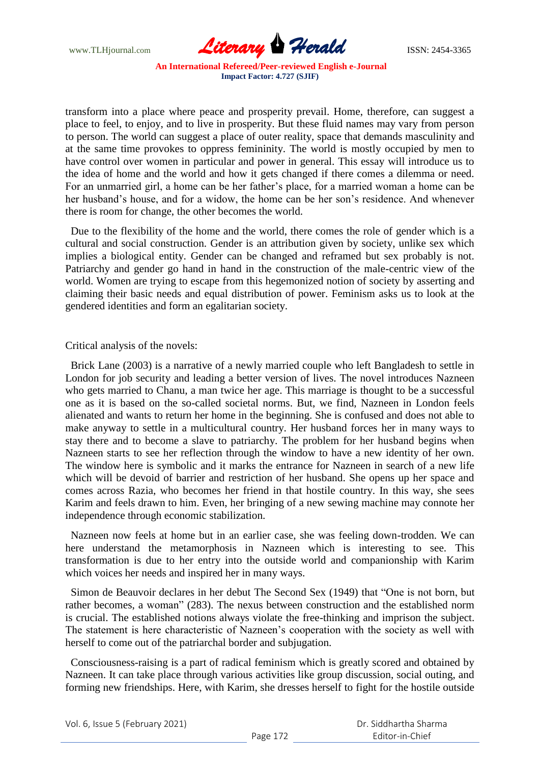transform into a place where peace and prosperity prevail. Home, therefore, can suggest a place to feel, to enjoy, and to live in prosperity. But these fluid names may vary from person to person. The world can suggest a place of outer reality, space that demands masculinity and at the same time provokes to oppress femininity. The world is mostly occupied by men to have control over women in particular and power in general. This essay will introduce us to the idea of home and the world and how it gets changed if there comes a dilemma or need. For an unmarried girl, a home can be her father's place, for a married woman a home can be her husband's house, and for a widow, the home can be her son's residence. And whenever there is room for change, the other becomes the world.

Due to the flexibility of the home and the world, there comes the role of gender which is a cultural and social construction. Gender is an attribution given by society, unlike sex which implies a biological entity. Gender can be changed and reframed but sex probably is not. Patriarchy and gender go hand in hand in the construction of the male-centric view of the world. Women are trying to escape from this hegemonized notion of society by asserting and claiming their basic needs and equal distribution of power. Feminism asks us to look at the gendered identities and form an egalitarian society.

Critical analysis of the novels:

Brick Lane (2003) is a narrative of a newly married couple who left Bangladesh to settle in London for job security and leading a better version of lives. The novel introduces Nazneen who gets married to Chanu, a man twice her age. This marriage is thought to be a successful one as it is based on the so-called societal norms. But, we find, Nazneen in London feels alienated and wants to return her home in the beginning. She is confused and does not able to make anyway to settle in a multicultural country. Her husband forces her in many ways to stay there and to become a slave to patriarchy. The problem for her husband begins when Nazneen starts to see her reflection through the window to have a new identity of her own. The window here is symbolic and it marks the entrance for Nazneen in search of a new life which will be devoid of barrier and restriction of her husband. She opens up her space and comes across Razia, who becomes her friend in that hostile country. In this way, she sees Karim and feels drawn to him. Even, her bringing of a new sewing machine may connote her independence through economic stabilization.

Nazneen now feels at home but in an earlier case, she was feeling down-trodden. We can here understand the metamorphosis in Nazneen which is interesting to see. This transformation is due to her entry into the outside world and companionship with Karim which voices her needs and inspired her in many ways.

Simon de Beauvoir declares in her debut The Second Sex (1949) that "One is not born, but rather becomes, a woman" (283). The nexus between construction and the established norm is crucial. The established notions always violate the free-thinking and imprison the subject. The statement is here characteristic of Nazneen's cooperation with the society as well with herself to come out of the patriarchal border and subjugation.

Consciousness-raising is a part of radical feminism which is greatly scored and obtained by Nazneen. It can take place through various activities like group discussion, social outing, and forming new friendships. Here, with Karim, she dresses herself to fight for the hostile outside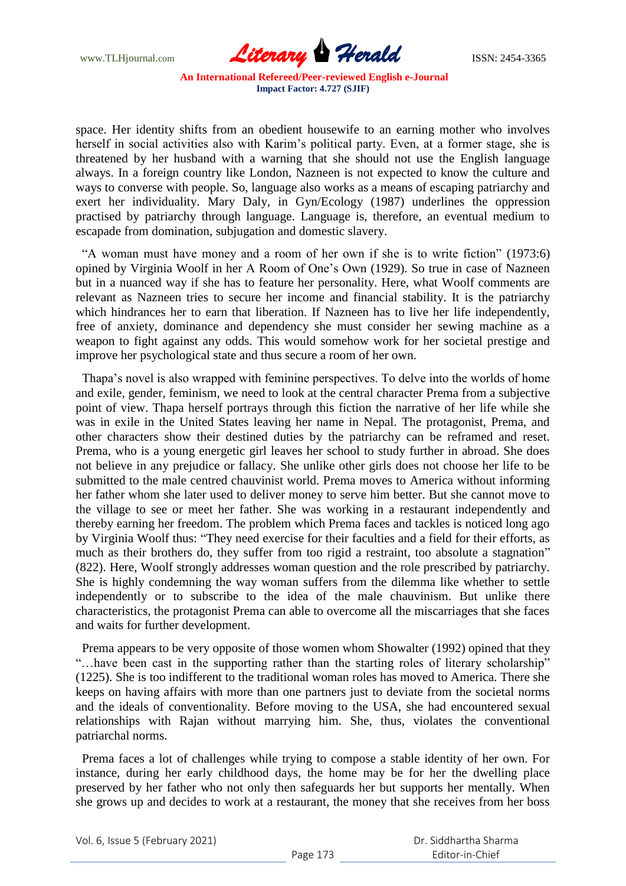space. Her identity shifts from an obedient housewife to an earning mother who involves herself in social activities also with Karim's political party. Even, at a former stage, she is threatened by her husband with a warning that she should not use the English language always. In a foreign country like London, Nazneen is not expected to know the culture and ways to converse with people. So, language also works as a means of escaping patriarchy and exert her individuality. Mary Daly, in Gyn/Ecology (1987) underlines the oppression practised by patriarchy through language. Language is, therefore, an eventual medium to escapade from domination, subjugation and domestic slavery.

"A woman must have money and a room of her own if she is to write fiction" (1973:6) opined by Virginia Woolf in her A Room of One's Own (1929). So true in case of Nazneen but in a nuanced way if she has to feature her personality. Here, what Woolf comments are relevant as Nazneen tries to secure her income and financial stability. It is the patriarchy which hindrances her to earn that liberation. If Nazneen has to live her life independently, free of anxiety, dominance and dependency she must consider her sewing machine as a weapon to fight against any odds. This would somehow work for her societal prestige and improve her psychological state and thus secure a room of her own.

Thapa's novel is also wrapped with feminine perspectives. To delve into the worlds of home and exile, gender, feminism, we need to look at the central character Prema from a subjective point of view. Thapa herself portrays through this fiction the narrative of her life while she was in exile in the United States leaving her name in Nepal. The protagonist, Prema, and other characters show their destined duties by the patriarchy can be reframed and reset. Prema, who is a young energetic girl leaves her school to study further in abroad. She does not believe in any prejudice or fallacy. She unlike other girls does not choose her life to be submitted to the male centred chauvinist world. Prema moves to America without informing her father whom she later used to deliver money to serve him better. But she cannot move to the village to see or meet her father. She was working in a restaurant independently and thereby earning her freedom. The problem which Prema faces and tackles is noticed long ago by Virginia Woolf thus: "They need exercise for their faculties and a field for their efforts, as much as their brothers do, they suffer from too rigid a restraint, too absolute a stagnation" (822). Here, Woolf strongly addresses woman question and the role prescribed by patriarchy. She is highly condemning the way woman suffers from the dilemma like whether to settle independently or to subscribe to the idea of the male chauvinism. But unlike there characteristics, the protagonist Prema can able to overcome all the miscarriages that she faces and waits for further development.

Prema appears to be very opposite of those women whom Showalter (1992) opined that they "…have been cast in the supporting rather than the starting roles of literary scholarship" (1225). She is too indifferent to the traditional woman roles has moved to America. There she keeps on having affairs with more than one partners just to deviate from the societal norms and the ideals of conventionality. Before moving to the USA, she had encountered sexual relationships with Rajan without marrying him. She, thus, violates the conventional patriarchal norms.

Prema faces a lot of challenges while trying to compose a stable identity of her own. For instance, during her early childhood days, the home may be for her the dwelling place preserved by her father who not only then safeguards her but supports her mentally. When she grows up and decides to work at a restaurant, the money that she receives from her boss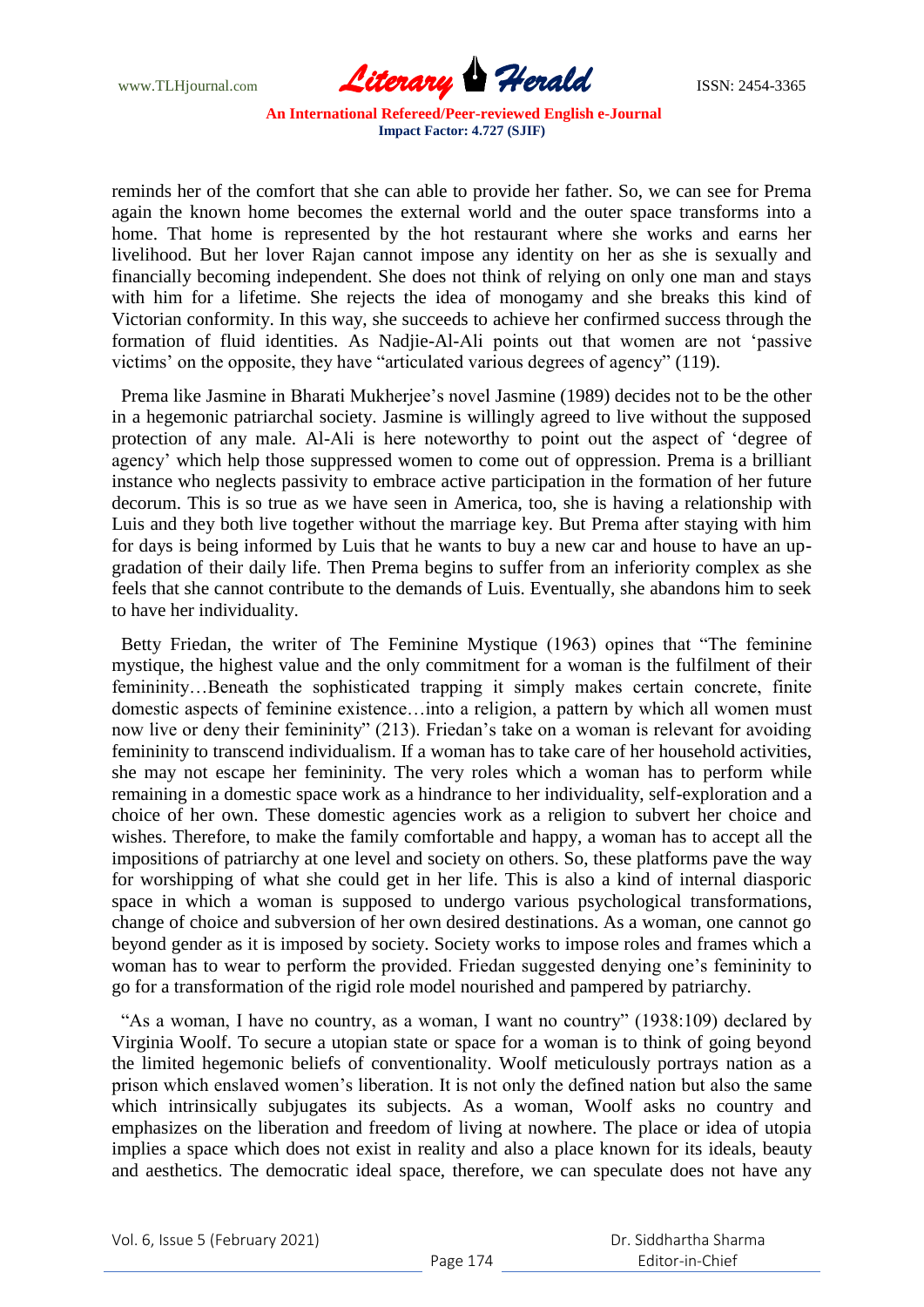reminds her of the comfort that she can able to provide her father. So, we can see for Prema again the known home becomes the external world and the outer space transforms into a home. That home is represented by the hot restaurant where she works and earns her livelihood. But her lover Rajan cannot impose any identity on her as she is sexually and financially becoming independent. She does not think of relying on only one man and stays with him for a lifetime. She rejects the idea of monogamy and she breaks this kind of Victorian conformity. In this way, she succeeds to achieve her confirmed success through the formation of fluid identities. As Nadjie-Al-Ali points out that women are not 'passive victims' on the opposite, they have "articulated various degrees of agency" (119).

Prema like Jasmine in Bharati Mukherjee's novel Jasmine (1989) decides not to be the other in a hegemonic patriarchal society. Jasmine is willingly agreed to live without the supposed protection of any male. Al-Ali is here noteworthy to point out the aspect of 'degree of agency' which help those suppressed women to come out of oppression. Prema is a brilliant instance who neglects passivity to embrace active participation in the formation of her future decorum. This is so true as we have seen in America, too, she is having a relationship with Luis and they both live together without the marriage key. But Prema after staying with him for days is being informed by Luis that he wants to buy a new car and house to have an up-gradation of their daily life. Then Prema begins to suffer from an inferiority complex as she feels that she cannot contribute to the demands of Luis. Eventually, she abandons him to seek to have her individuality.

Betty Friedan, the writer of The Feminine Mystique (1963) opines that "The feminine mystique, the highest value and the only commitment for a woman is the fulfilment of their femininity…Beneath the sophisticated trapping it simply makes certain concrete, finite domestic aspects of feminine existence…into a religion, a pattern by which all women must now live or deny their femininity" (213). Friedan's take on a woman is relevant for avoiding femininity to transcend individualism. If a woman has to take care of her household activities, she may not escape her femininity. The very roles which a woman has to perform while remaining in a domestic space work as a hindrance to her individuality, self-exploration and a choice of her own. These domestic agencies work as a religion to subvert her choice and wishes. Therefore, to make the family comfortable and happy, a woman has to accept all the impositions of patriarchy at one level and society on others. So, these platforms pave the way for worshipping of what she could get in her life. This is also a kind of internal diasporic space in which a woman is supposed to undergo various psychological transformations, change of choice and subversion of her own desired destinations. As a woman, one cannot go beyond gender as it is imposed by society. Society works to impose roles and frames which a woman has to wear to perform the provided. Friedan suggested denying one's femininity to go for a transformation of the rigid role model nourished and pampered by patriarchy.

"As a woman, I have no country, as a woman, I want no country" (1938:109) declared by Virginia Woolf. To secure a utopian state or space for a woman is to think of going beyond the limited hegemonic beliefs of conventionality. Woolf meticulously portrays nation as a prison which enslaved women's liberation. It is not only the defined nation but also the same which intrinsically subjugates its subjects. As a woman, Woolf asks no country and emphasizes on the liberation and freedom of living at nowhere. The place or idea of utopia implies a space which does not exist in reality and also a place known for its ideals, beauty and aesthetics. The democratic ideal space, therefore, we can speculate does not have any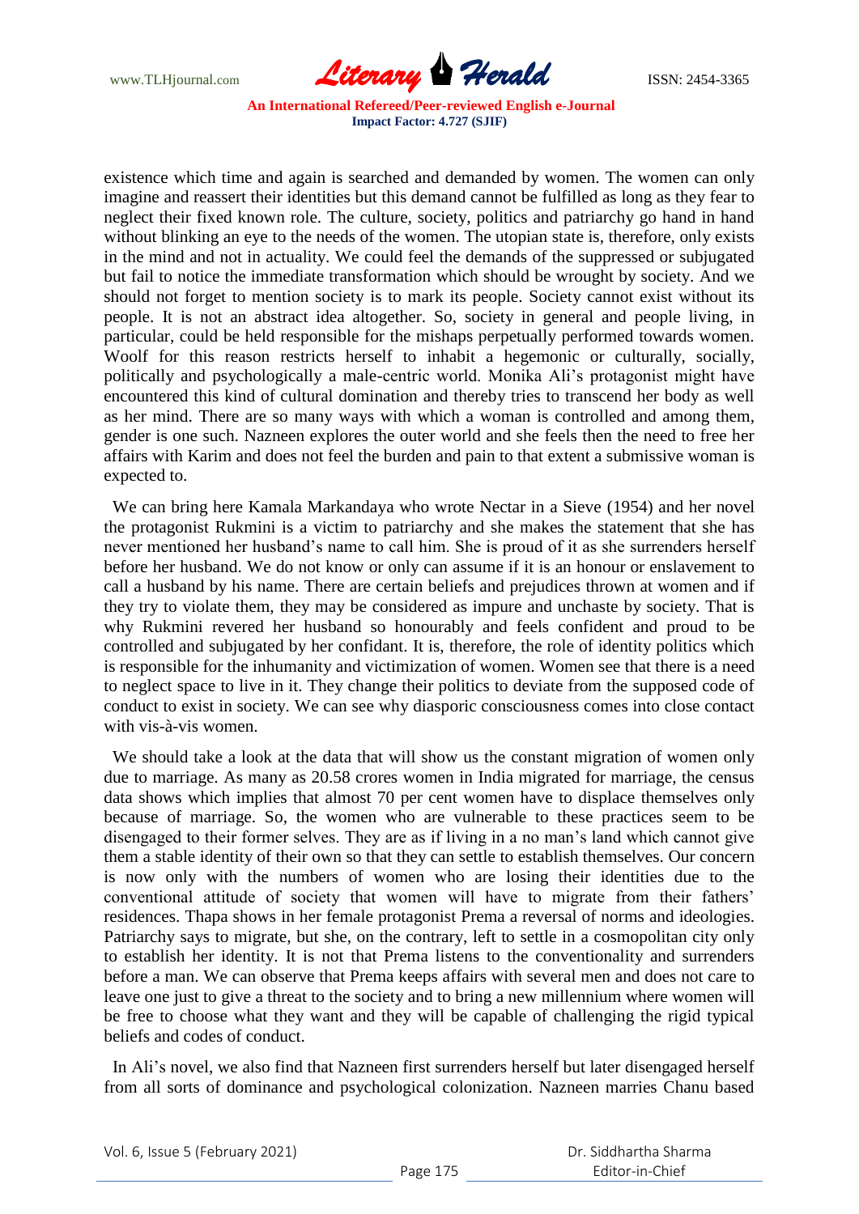existence which time and again is searched and demanded by women. The women can only imagine and reassert their identities but this demand cannot be fulfilled as long as they fear to neglect their fixed known role. The culture, society, politics and patriarchy go hand in hand without blinking an eye to the needs of the women. The utopian state is, therefore, only exists in the mind and not in actuality. We could feel the demands of the suppressed or subjugated but fail to notice the immediate transformation which should be wrought by society. And we should not forget to mention society is to mark its people. Society cannot exist without its people. It is not an abstract idea altogether. So, society in general and people living, in particular, could be held responsible for the mishaps perpetually performed towards women. Woolf for this reason restricts herself to inhabit a hegemonic or culturally, socially, politically and psychologically a male-centric world. Monika Ali's protagonist might have encountered this kind of cultural domination and thereby tries to transcend her body as well as her mind. There are so many ways with which a woman is controlled and among them, gender is one such. Nazneen explores the outer world and she feels then the need to free her affairs with Karim and does not feel the burden and pain to that extent a submissive woman is expected to.

We can bring here Kamala Markandaya who wrote Nectar in a Sieve (1954) and her novel the protagonist Rukmini is a victim to patriarchy and she makes the statement that she has never mentioned her husband's name to call him. She is proud of it as she surrenders herself before her husband. We do not know or only can assume if it is an honour or enslavement to call a husband by his name. There are certain beliefs and prejudices thrown at women and if they try to violate them, they may be considered as impure and unchaste by society. That is why Rukmini revered her husband so honourably and feels confident and proud to be controlled and subjugated by her confidant. It is, therefore, the role of identity politics which is responsible for the inhumanity and victimization of women. Women see that there is a need to neglect space to live in it. They change their politics to deviate from the supposed code of conduct to exist in society. We can see why diasporic consciousness comes into close contact with vis-à-vis women.

We should take a look at the data that will show us the constant migration of women only due to marriage. As many as 20.58 crores women in India migrated for marriage, the census data shows which implies that almost 70 per cent women have to displace themselves only because of marriage. So, the women who are vulnerable to these practices seem to be disengaged to their former selves. They are as if living in a no man's land which cannot give them a stable identity of their own so that they can settle to establish themselves. Our concern is now only with the numbers of women who are losing their identities due to the conventional attitude of society that women will have to migrate from their fathers' residences. Thapa shows in her female protagonist Prema a reversal of norms and ideologies. Patriarchy says to migrate, but she, on the contrary, left to settle in a cosmopolitan city only to establish her identity. It is not that Prema listens to the conventionality and surrenders before a man. We can observe that Prema keeps affairs with several men and does not care to leave one just to give a threat to the society and to bring a new millennium where women will be free to choose what they want and they will be capable of challenging the rigid typical beliefs and codes of conduct.

In Ali's novel, we also find that Nazneen first surrenders herself but later disengaged herself from all sorts of dominance and psychological colonization. Nazneen marries Chanu based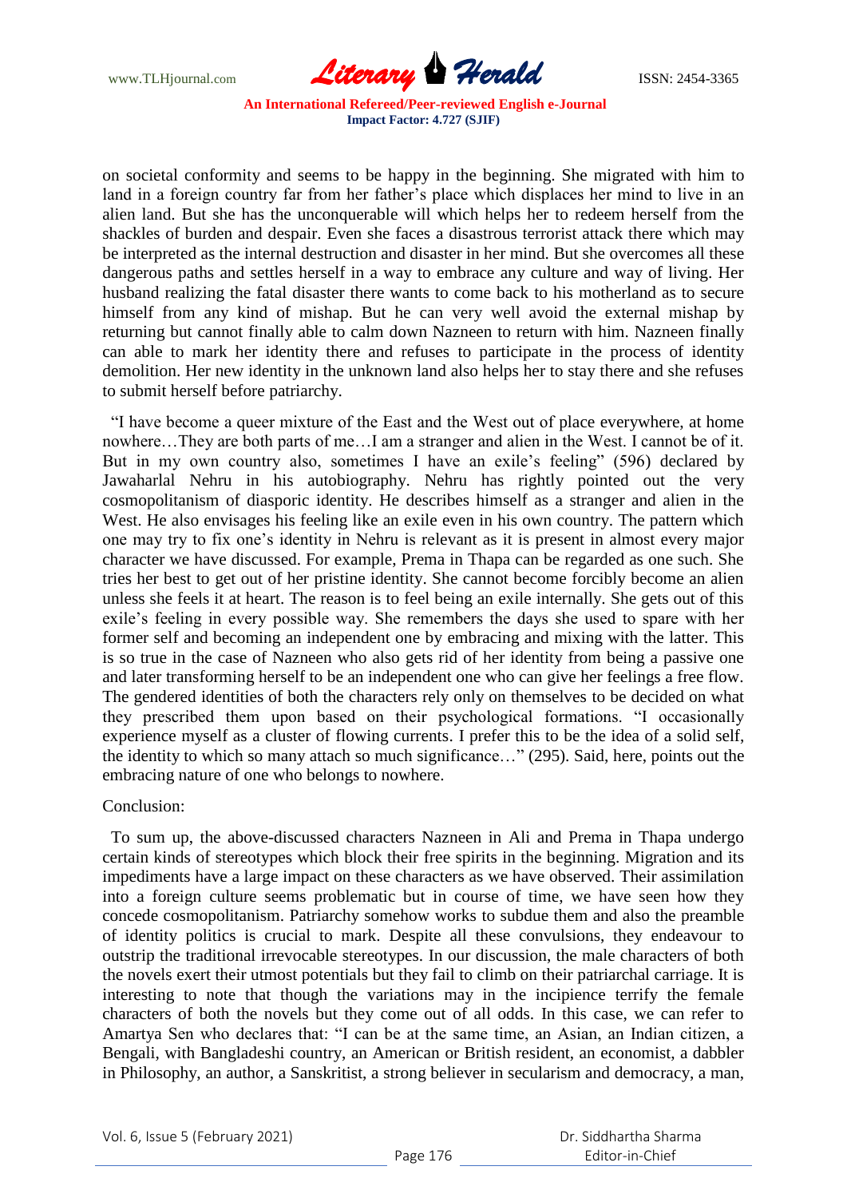on societal conformity and seems to be happy in the beginning. She migrated with him to land in a foreign country far from her father's place which displaces her mind to live in an alien land. But she has the unconquerable will which helps her to redeem herself from the shackles of burden and despair. Even she faces a disastrous terrorist attack there which may be interpreted as the internal destruction and disaster in her mind. But she overcomes all these dangerous paths and settles herself in a way to embrace any culture and way of living. Her husband realizing the fatal disaster there wants to come back to his motherland as to secure himself from any kind of mishap. But he can very well avoid the external mishap by returning but cannot finally able to calm down Nazneen to return with him. Nazneen finally can able to mark her identity there and refuses to participate in the process of identity demolition. Her new identity in the unknown land also helps her to stay there and she refuses to submit herself before patriarchy.

"I have become a queer mixture of the East and the West out of place everywhere, at home nowhere…They are both parts of me…I am a stranger and alien in the West. I cannot be of it. But in my own country also, sometimes I have an exile's feeling" (596) declared by Jawaharlal Nehru in his autobiography. Nehru has rightly pointed out the very cosmopolitanism of diasporic identity. He describes himself as a stranger and alien in the West. He also envisages his feeling like an exile even in his own country. The pattern which one may try to fix one's identity in Nehru is relevant as it is present in almost every major character we have discussed. For example, Prema in Thapa can be regarded as one such. She tries her best to get out of her pristine identity. She cannot become forcibly become an alien unless she feels it at heart. The reason is to feel being an exile internally. She gets out of this exile's feeling in every possible way. She remembers the days she used to spare with her former self and becoming an independent one by embracing and mixing with the latter. This is so true in the case of Nazneen who also gets rid of her identity from being a passive one and later transforming herself to be an independent one who can give her feelings a free flow. The gendered identities of both the characters rely only on themselves to be decided on what they prescribed them upon based on their psychological formations. "I occasionally experience myself as a cluster of flowing currents. I prefer this to be the idea of a solid self, the identity to which so many attach so much significance…" (295). Said, here, points out the embracing nature of one who belongs to nowhere.

Conclusion:

To sum up, the above-discussed characters Nazneen in Ali and Prema in Thapa undergo certain kinds of stereotypes which block their free spirits in the beginning. Migration and its impediments have a large impact on these characters as we have observed. Their assimilation into a foreign culture seems problematic but in course of time, we have seen how they concede cosmopolitanism. Patriarchy somehow works to subdue them and also the preamble of identity politics is crucial to mark. Despite all these convulsions, they endeavour to outstrip the traditional irrevocable stereotypes. In our discussion, the male characters of both the novels exert their utmost potentials but they fail to climb on their patriarchal carriage. It is interesting to note that though the variations may in the incipience terrify the female characters of both the novels but they come out of all odds. In this case, we can refer to Amartya Sen who declares that: "I can be at the same time, an Asian, an Indian citizen, a Bengali, with Bangladeshi country, an American or British resident, an economist, a dabbler in Philosophy, an author, a Sanskritist, a strong believer in secularism and democracy, a man,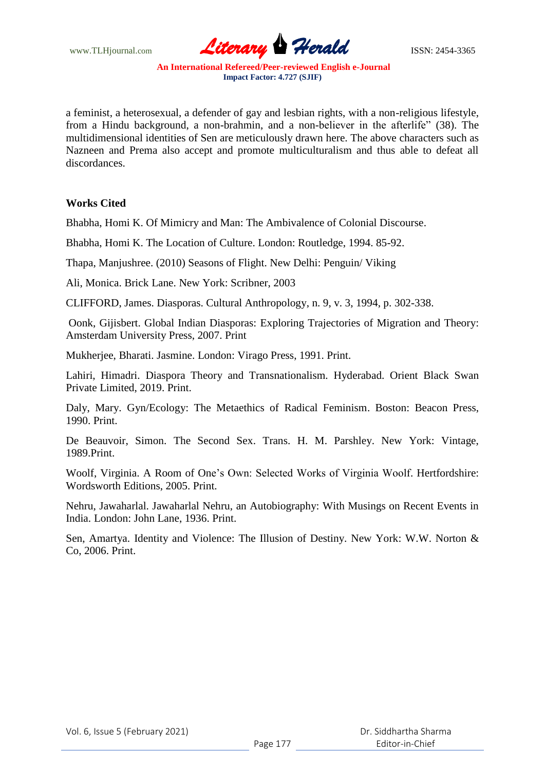a feminist, a heterosexual, a defender of gay and lesbian rights, with a non-religious lifestyle, from a Hindu background, a non-brahmin, and a non-believer in the afterlife" (38). The multidimensional identities of Sen are meticulously drawn here. The above characters such as Nazneen and Prema also accept and promote multiculturalism and thus able to defeat all discordances.

**Works Cited**

Bhabha, Homi K. Of Mimicry and Man: The Ambivalence of Colonial Discourse.

Bhabha, Homi K. The Location of Culture. London: Routledge, 1994. 85-92.

Thapa, Manjushree. (2010) Seasons of Flight. New Delhi: Penguin/ Viking

Ali, Monica. Brick Lane. New York: Scribner, 2003

CLIFFORD, James. Diasporas. Cultural Anthropology, n. 9, v. 3, 1994, p. 302-338.

Oonk, Gijisbert. Global Indian Diasporas: Exploring Trajectories of Migration and Theory: Amsterdam University Press, 2007. Print

Mukherjee, Bharati. Jasmine. London: Virago Press, 1991. Print.

Lahiri, Himadri. Diaspora Theory and Transnationalism. Hyderabad. Orient Black Swan Private Limited, 2019. Print.

Daly, Mary. Gyn/Ecology: The Metaethics of Radical Feminism. Boston: Beacon Press, 1990. Print.

De Beauvoir, Simon. The Second Sex. Trans. H. M. Parshley. New York: Vintage, 1989.Print.

Woolf, Virginia. A Room of One's Own: Selected Works of Virginia Woolf. Hertfordshire: Wordsworth Editions, 2005. Print.

Nehru, Jawaharlal. Jawaharlal Nehru, an Autobiography: With Musings on Recent Events in India. London: John Lane, 1936. Print.

Sen, Amartya. Identity and Violence: The Illusion of Destiny. New York: W.W. Norton & Co, 2006. Print.